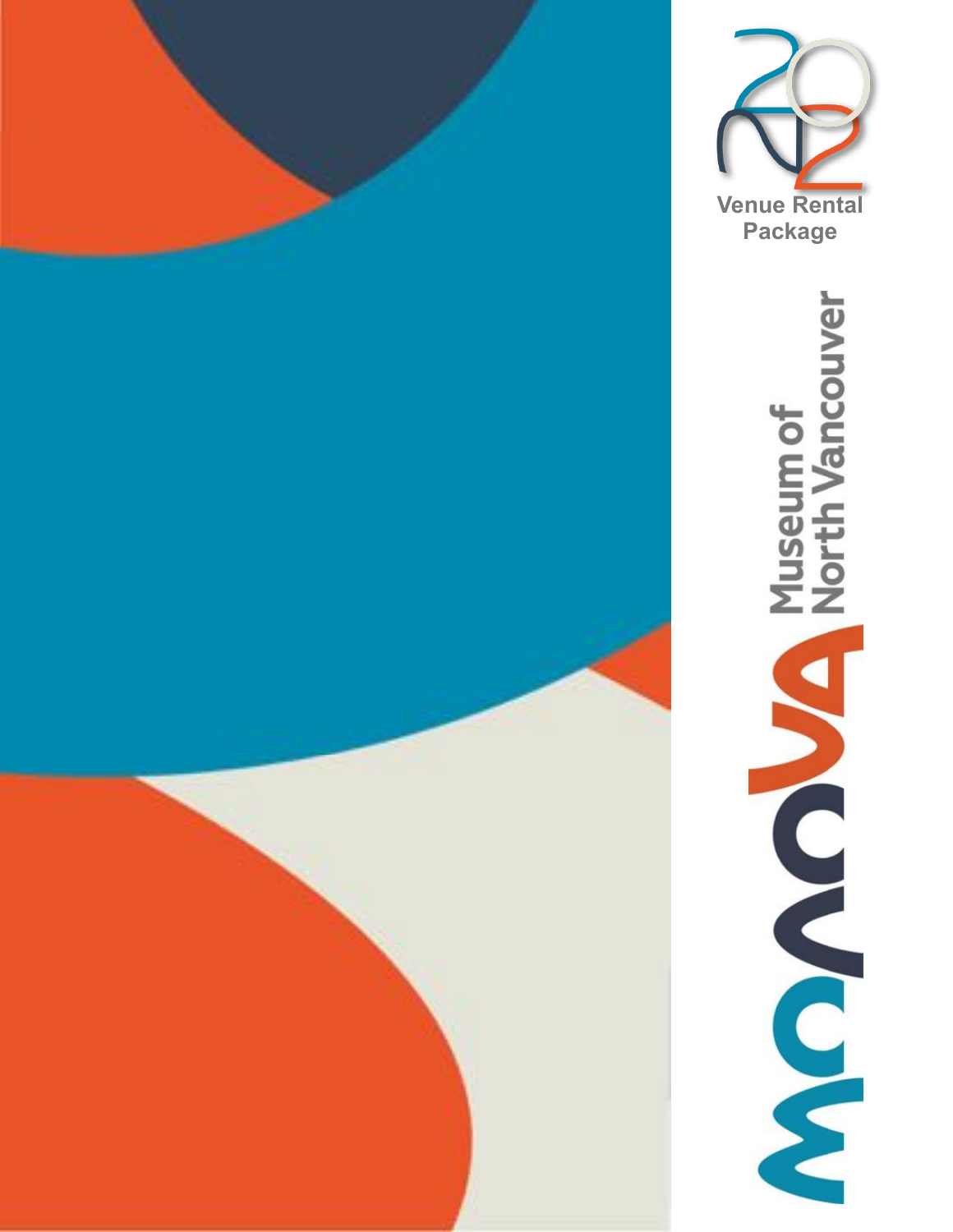2022

# Venue Rental Package

**MONOVA** Museum of North Vancouver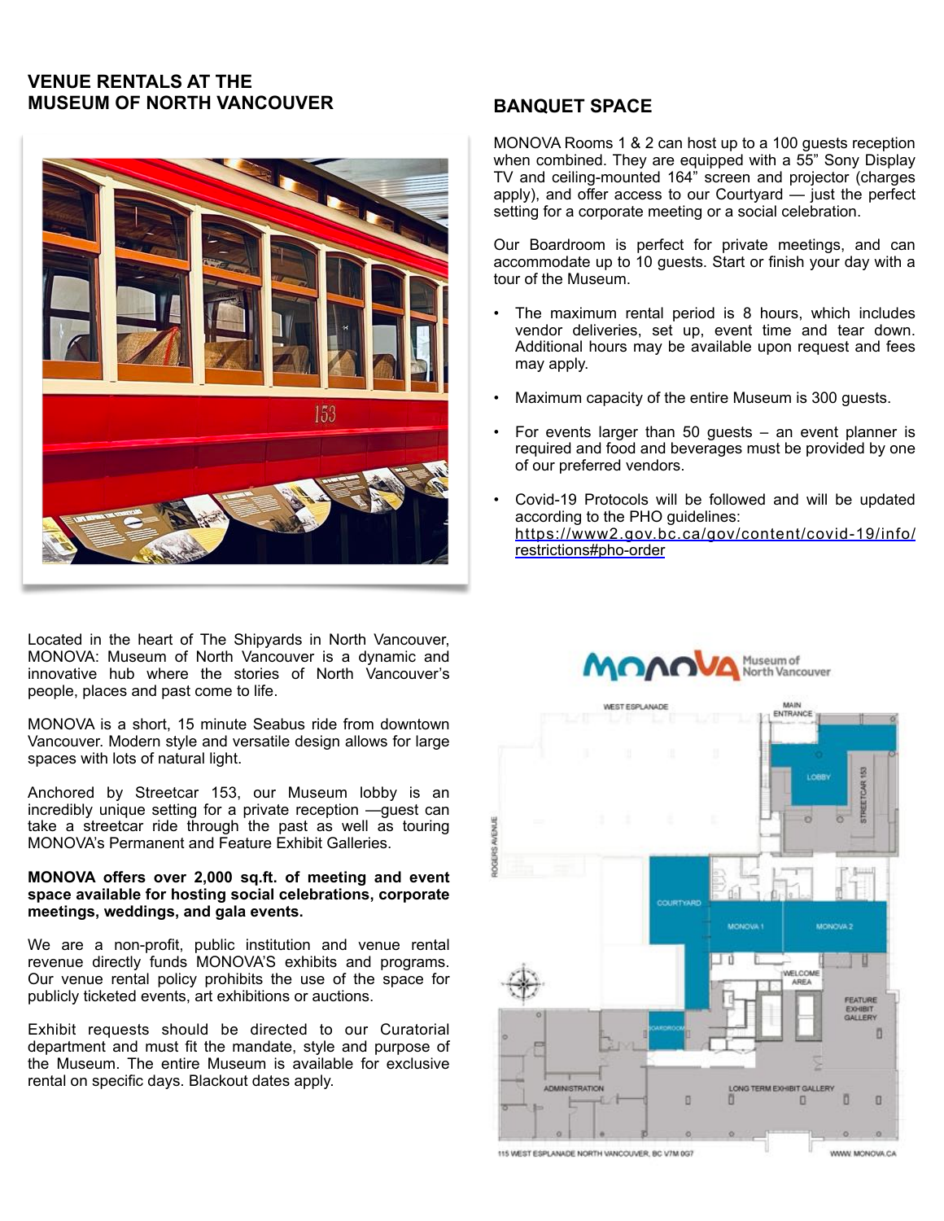## VENUE RENTALS AT THE MUSEUM OF NORTH VANCOUVER

Located in the heart of The Shipyards in North Vancouver, MONOVA: Museum of North Vancouver is a dynamic and innovative hub where the stories of North Vancouver's people, places and past come to life.

MONOVA is a short, 15 minute Seabus ride from downtown Vancouver. Modern style and versatile design allows for large spaces with lots of natural light.

Anchored by Streetcar 153, our Museum lobby is an incredibly unique setting for a private reception —guest can take a streetcar ride through the past as well as touring MONOVA's Permanent and Feature Exhibit Galleries.

**MONOVA offers over 2,000 sq.ft. of meeting and event space available for hosting social celebrations, corporate meetings, weddings, and gala events.**

We are a non-profit, public institution and venue rental revenue directly funds MONOVA'S exhibits and programs. Our venue rental policy prohibits the use of the space for publicly ticketed events, art exhibitions or auctions.

Exhibit requests should be directed to our Curatorial department and must fit the mandate, style and purpose of the Museum. The entire Museum is available for exclusive rental on specific days. Blackout dates apply.

## BANQUET SPACE

MONOVA Rooms 1 & 2 can host up to a 100 guests reception when combined. They are equipped with a 55" Sony Display TV and ceiling-mounted 164" screen and projector (charges apply), and offer access to our Courtyard — just the perfect setting for a corporate meeting or a social celebration.

Our Boardroom is perfect for private meetings, and can accommodate up to 10 guests. Start or finish your day with a tour of the Museum.

- The maximum rental period is 8 hours, which includes vendor deliveries, set up, event time and tear down. Additional hours may be available upon request and fees may apply.
- Maximum capacity of the entire Museum is 300 guests.
- For events larger than 50 guests – an event planner is required and food and beverages must be provided by one of our preferred vendors.
- Covid-19 Protocols will be followed and will be updated according to the PHO guidelines: https://www2.gov.bc.ca/gov/content/covid-19/info/restrictions#pho-order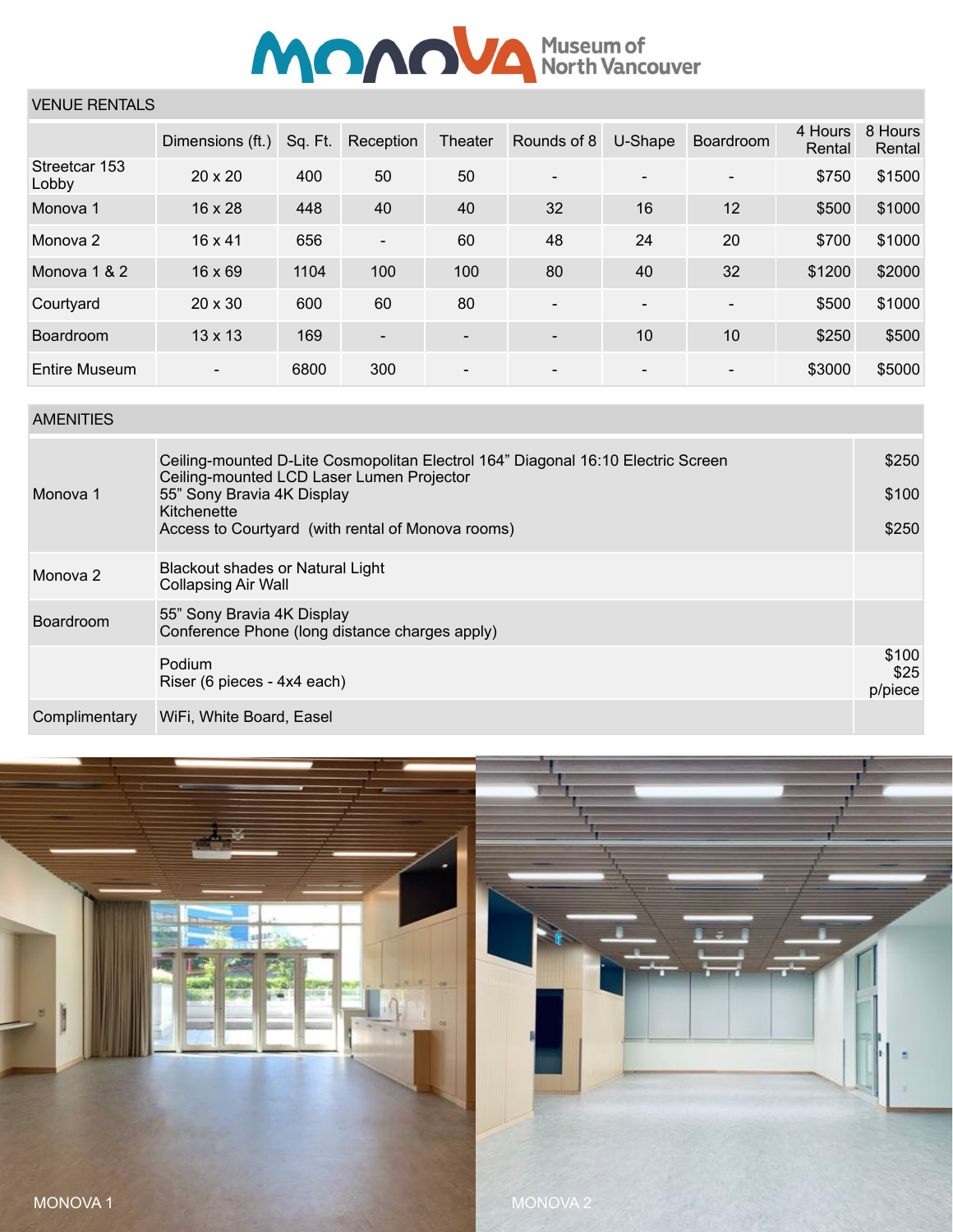# MONOVA Museum of North Vancouver

## VENUE RENTALS

| | Dimensions (ft.) | Sq. Ft. | Reception | Theater | Rounds of 8 | U-Shape | Boardroom | 4 Hours Rental | 8 Hours Rental |
|---|---|---|---|---|---|---|---|---|---|
| Streetcar 153 Lobby | 20 x 20 | 400 | 50 | 50 | - | - | - | $750 | $1500 |
| Monova 1 | 16 x 28 | 448 | 40 | 40 | 32 | 16 | 12 | $500 | $1000 |
| Monova 2 | 16 x 41 | 656 | - | 60 | 48 | 24 | 20 | $700 | $1000 |
| Monova 1 & 2 | 16 x 69 | 1104 | 100 | 100 | 80 | 40 | 32 | $1200 | $2000 |
| Courtyard | 20 x 30 | 600 | 60 | 80 | - | - | - | $500 | $1000 |
| Boardroom | 13 x 13 | 169 | - | - | - | 10 | 10 | $250 | $500 |
| Entire Museum | - | 6800 | 300 | - | - | - | - | $3000 | $5000 |

## AMENITIES

| | | |
|---|---|---|
| Monova 1 | Ceiling-mounted D-Lite Cosmopolitan Electrol 164" Diagonal 16:10 Electric Screen<br>Ceiling-mounted LCD Laser Lumen Projector<br>55" Sony Bravia 4K Display<br>Kitchenette<br>Access to Courtyard (with rental of Monova rooms) | $250<br>$100<br>$250 |
| Monova 2 | Blackout shades or Natural Light<br>Collapsing Air Wall | |
| Boardroom | 55" Sony Bravia 4K Display<br>Conference Phone (long distance charges apply) | |
| | Podium<br>Riser (6 pieces - 4x4 each) | $100<br>$25 p/piece |
| Complimentary | WiFi, White Board, Easel | |

MONOVA 1

MONOVA 2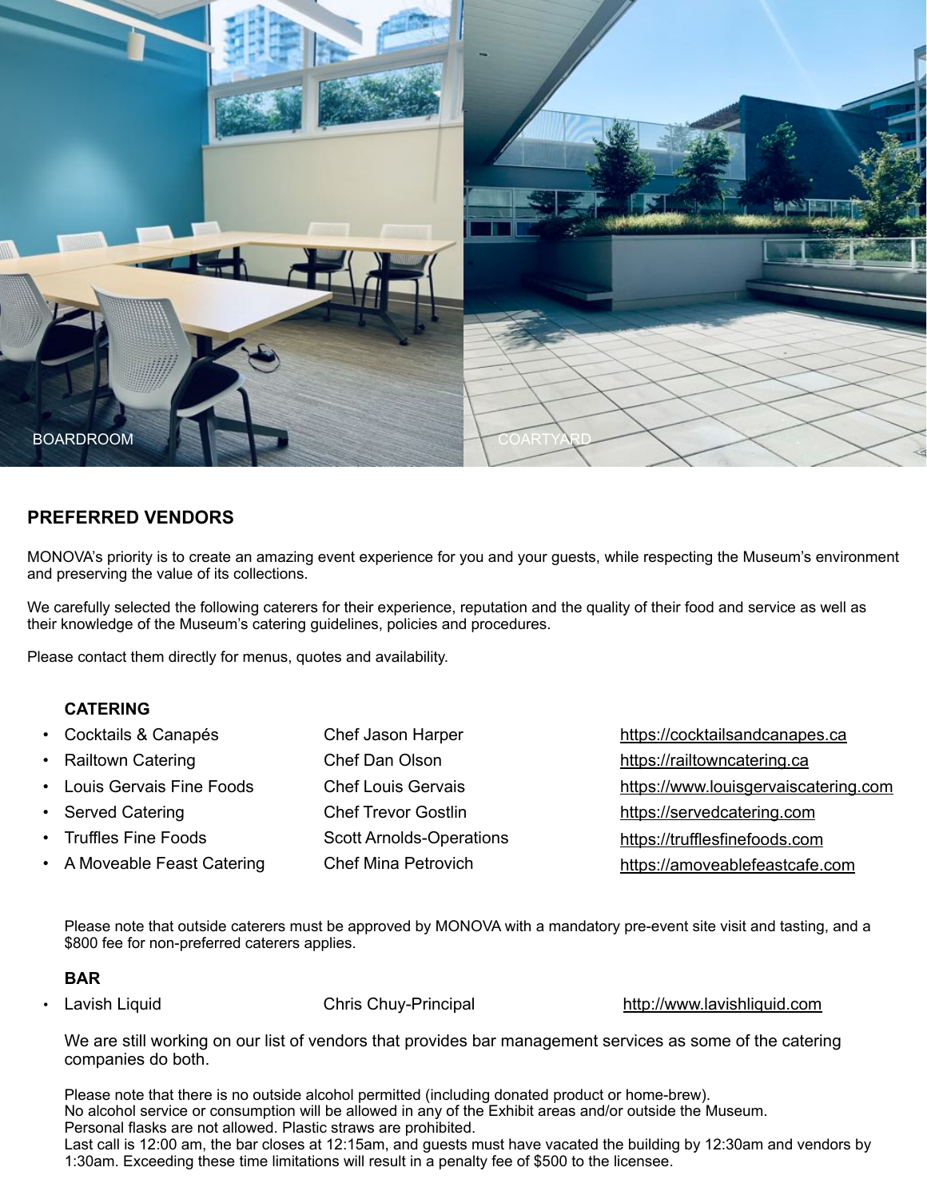BOARDROOM

COARTYARD

## PREFERRED VENDORS

MONOVA's priority is to create an amazing event experience for you and your guests, while respecting the Museum's environment and preserving the value of its collections.

We carefully selected the following caterers for their experience, reputation and the quality of their food and service as well as their knowledge of the Museum's catering guidelines, policies and procedures.

Please contact them directly for menus, quotes and availability.

### CATERING

- Cocktails & Canapés — Chef Jason Harper — https://cocktailsandcanapes.ca
- Railtown Catering — Chef Dan Olson — https://railtowncatering.ca
- Louis Gervais Fine Foods — Chef Louis Gervais — https://www.louisgervaiscatering.com
- Served Catering — Chef Trevor Gostlin — https://servedcatering.com
- Truffles Fine Foods — Scott Arnolds-Operations — https://trufflesfinefoods.com
- A Moveable Feast Catering — Chef Mina Petrovich — https://amoveablefeastcafe.com

Please note that outside caterers must be approved by MONOVA with a mandatory pre-event site visit and tasting, and a $800 fee for non-preferred caterers applies.

### BAR

- Lavish Liquid — Chris Chuy-Principal — http://www.lavishliquid.com

We are still working on our list of vendors that provides bar management services as some of the catering companies do both.

Please note that there is no outside alcohol permitted (including donated product or home-brew).
No alcohol service or consumption will be allowed in any of the Exhibit areas and/or outside the Museum.
Personal flasks are not allowed. Plastic straws are prohibited.
Last call is 12:00 am, the bar closes at 12:15am, and guests must have vacated the building by 12:30am and vendors by 1:30am. Exceeding these time limitations will result in a penalty fee of $500 to the licensee.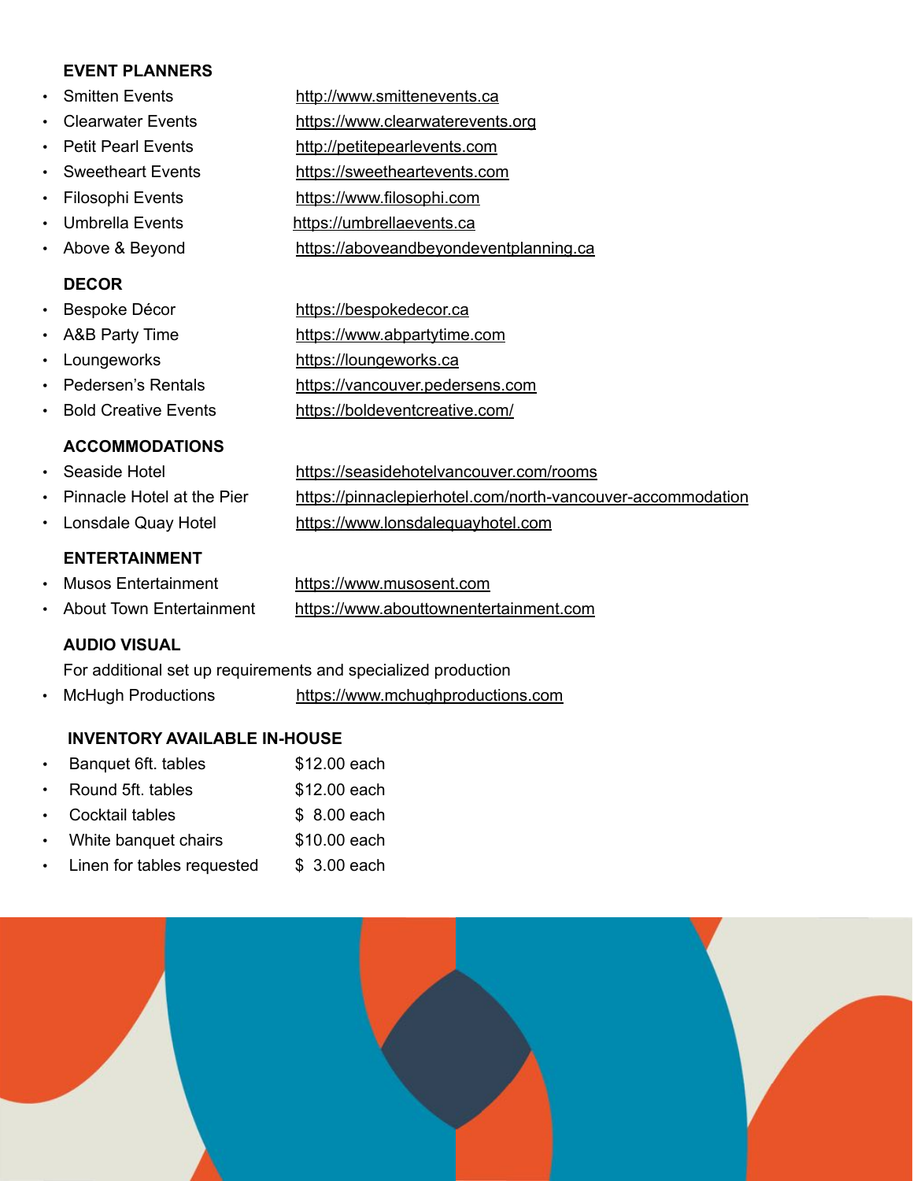## EVENT PLANNERS

- Smitten Events — http://www.smittenevents.ca
- Clearwater Events — https://www.clearwaterevents.org
- Petit Pearl Events — http://petitepearlevents.com
- Sweetheart Events — https://sweetheartevents.com
- Filosophi Events — https://www.filosophi.com
- Umbrella Events — https://umbrellaevents.ca
- Above & Beyond — https://aboveandbeyondeventplanning.ca

## DECOR

- Bespoke Décor — https://bespokedecor.ca
- A&B Party Time — https://www.abpartytime.com
- Loungeworks — https://loungeworks.ca
- Pedersen's Rentals — https://vancouver.pedersens.com
- Bold Creative Events — https://boldeventcreative.com/

## ACCOMMODATIONS

- Seaside Hotel — https://seasidehotelvancouver.com/rooms
- Pinnacle Hotel at the Pier — https://pinnaclepierhotel.com/north-vancouver-accommodation
- Lonsdale Quay Hotel — https://www.lonsdalequayhotel.com

## ENTERTAINMENT

- Musos Entertainment — https://www.musosent.com
- About Town Entertainment — https://www.abouttownentertainment.com

## AUDIO VISUAL

For additional set up requirements and specialized production

- McHugh Productions — https://www.mchughproductions.com

## INVENTORY AVAILABLE IN-HOUSE

| Item | Price |
|---|---|
| Banquet 6ft. tables | $12.00 each |
| Round 5ft. tables | $12.00 each |
| Cocktail tables | $ 8.00 each |
| White banquet chairs | $10.00 each |
| Linen for tables requested | $ 3.00 each |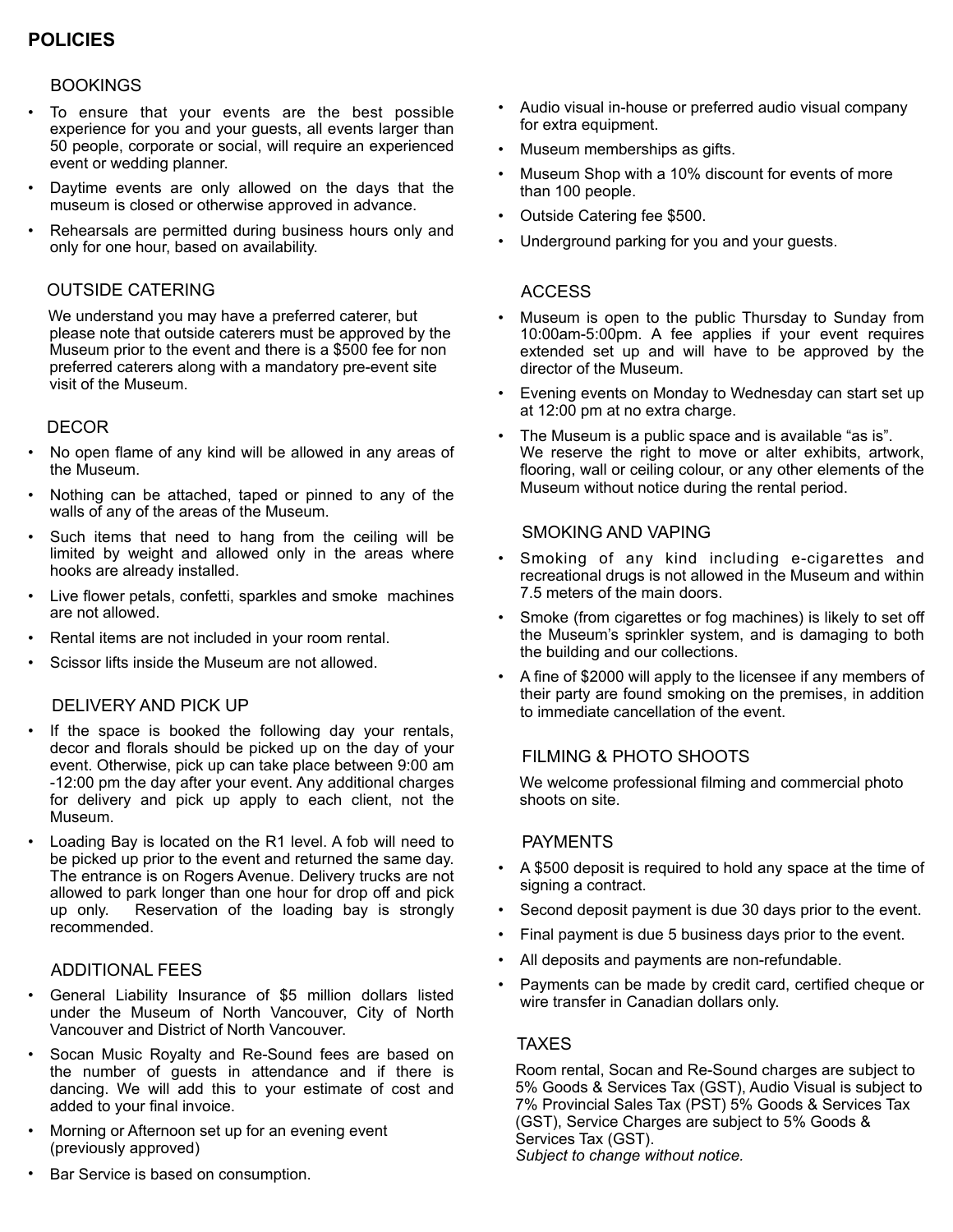# POLICIES

## BOOKINGS

- To ensure that your events are the best possible experience for you and your guests, all events larger than 50 people, corporate or social, will require an experienced event or wedding planner.
- Daytime events are only allowed on the days that the museum is closed or otherwise approved in advance.
- Rehearsals are permitted during business hours only and only for one hour, based on availability.

## OUTSIDE CATERING

We understand you may have a preferred caterer, but please note that outside caterers must be approved by the Museum prior to the event and there is a $500 fee for non preferred caterers along with a mandatory pre-event site visit of the Museum.

## DECOR

- No open flame of any kind will be allowed in any areas of the Museum.
- Nothing can be attached, taped or pinned to any of the walls of any of the areas of the Museum.
- Such items that need to hang from the ceiling will be limited by weight and allowed only in the areas where hooks are already installed.
- Live flower petals, confetti, sparkles and smoke machines are not allowed.
- Rental items are not included in your room rental.
- Scissor lifts inside the Museum are not allowed.

## DELIVERY AND PICK UP

- If the space is booked the following day your rentals, decor and florals should be picked up on the day of your event. Otherwise, pick up can take place between 9:00 am -12:00 pm the day after your event. Any additional charges for delivery and pick up apply to each client, not the Museum.
- Loading Bay is located on the R1 level. A fob will need to be picked up prior to the event and returned the same day. The entrance is on Rogers Avenue. Delivery trucks are not allowed to park longer than one hour for drop off and pick up only. Reservation of the loading bay is strongly recommended.

## ADDITIONAL FEES

- General Liability Insurance of $5 million dollars listed under the Museum of North Vancouver, City of North Vancouver and District of North Vancouver.
- Socan Music Royalty and Re-Sound fees are based on the number of guests in attendance and if there is dancing. We will add this to your estimate of cost and added to your final invoice.
- Morning or Afternoon set up for an evening event (previously approved)
- Bar Service is based on consumption.
- Audio visual in-house or preferred audio visual company for extra equipment.
- Museum memberships as gifts.
- Museum Shop with a 10% discount for events of more than 100 people.
- Outside Catering fee $500.
- Underground parking for you and your guests.

## ACCESS

- Museum is open to the public Thursday to Sunday from 10:00am-5:00pm. A fee applies if your event requires extended set up and will have to be approved by the director of the Museum.
- Evening events on Monday to Wednesday can start set up at 12:00 pm at no extra charge.
- The Museum is a public space and is available "as is". We reserve the right to move or alter exhibits, artwork, flooring, wall or ceiling colour, or any other elements of the Museum without notice during the rental period.

## SMOKING AND VAPING

- Smoking of any kind including e-cigarettes and recreational drugs is not allowed in the Museum and within 7.5 meters of the main doors.
- Smoke (from cigarettes or fog machines) is likely to set off the Museum's sprinkler system, and is damaging to both the building and our collections.
- A fine of $2000 will apply to the licensee if any members of their party are found smoking on the premises, in addition to immediate cancellation of the event.

## FILMING & PHOTO SHOOTS

We welcome professional filming and commercial photo shoots on site.

## PAYMENTS

- A $500 deposit is required to hold any space at the time of signing a contract.
- Second deposit payment is due 30 days prior to the event.
- Final payment is due 5 business days prior to the event.
- All deposits and payments are non-refundable.
- Payments can be made by credit card, certified cheque or wire transfer in Canadian dollars only.

## TAXES

Room rental, Socan and Re-Sound charges are subject to 5% Goods & Services Tax (GST), Audio Visual is subject to 7% Provincial Sales Tax (PST) 5% Goods & Services Tax (GST), Service Charges are subject to 5% Goods & Services Tax (GST).

*Subject to change without notice.*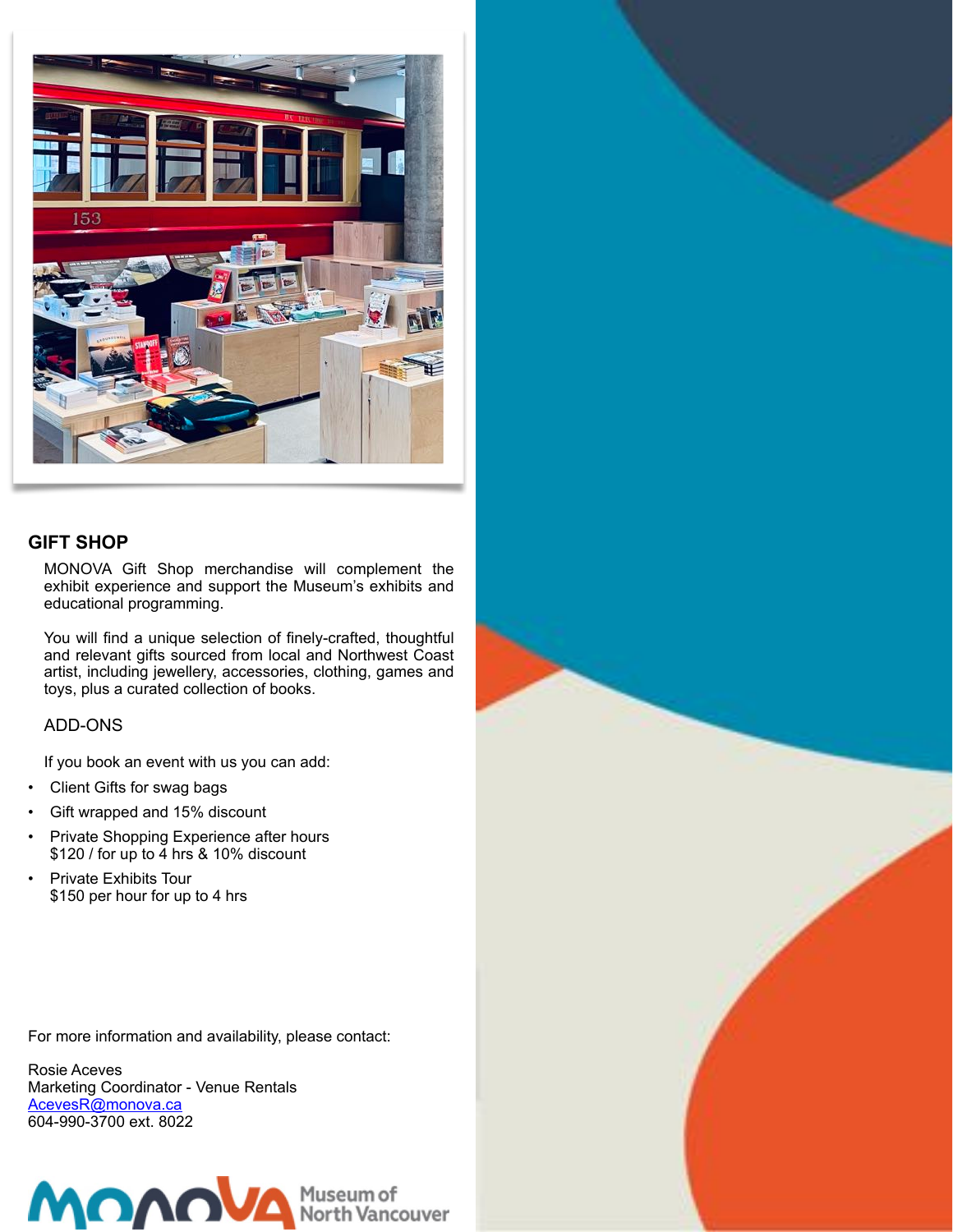## GIFT SHOP

MONOVA Gift Shop merchandise will complement the exhibit experience and support the Museum's exhibits and educational programming.

You will find a unique selection of finely-crafted, thoughtful and relevant gifts sourced from local and Northwest Coast artist, including jewellery, accessories, clothing, games and toys, plus a curated collection of books.

### ADD-ONS

If you book an event with us you can add:

- Client Gifts for swag bags
- Gift wrapped and 15% discount
- Private Shopping Experience after hours
  $120 / for up to 4 hrs & 10% discount
- Private Exhibits Tour
  $150 per hour for up to 4 hrs

For more information and availability, please contact:

Rosie Aceves
Marketing Coordinator - Venue Rentals
AcevesR@monova.ca
604-990-3700 ext. 8022

MONOVA Museum of North Vancouver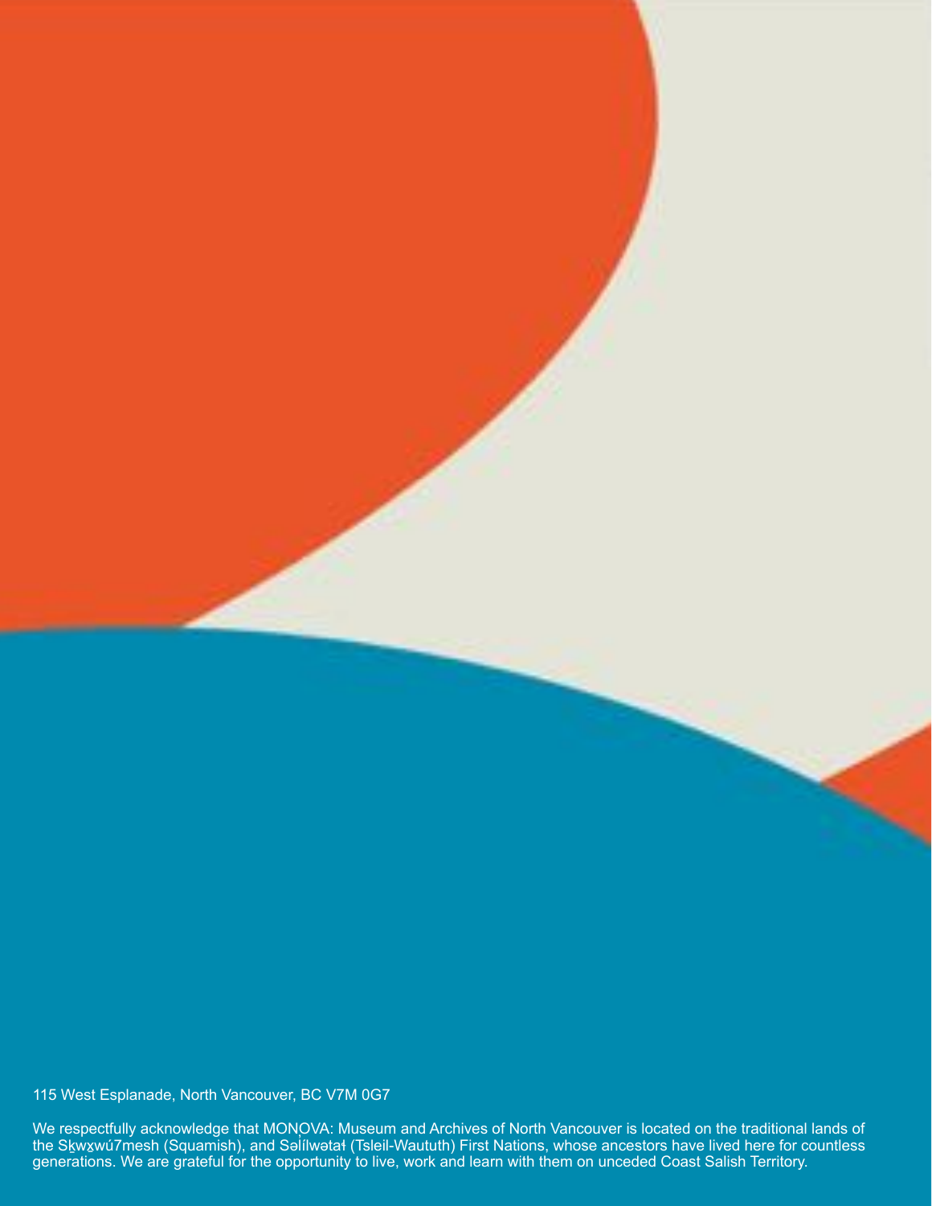115 West Esplanade, North Vancouver, BC V7M 0G7

We respectfully acknowledge that MONOVA: Museum and Archives of North Vancouver is located on the traditional lands of the Sḵwx̱wú7mesh (Squamish), and Səl̓ílwətaɬ (Tsleil-Waututh) First Nations, whose ancestors have lived here for countless generations. We are grateful for the opportunity to live, work and learn with them on unceded Coast Salish Territory.